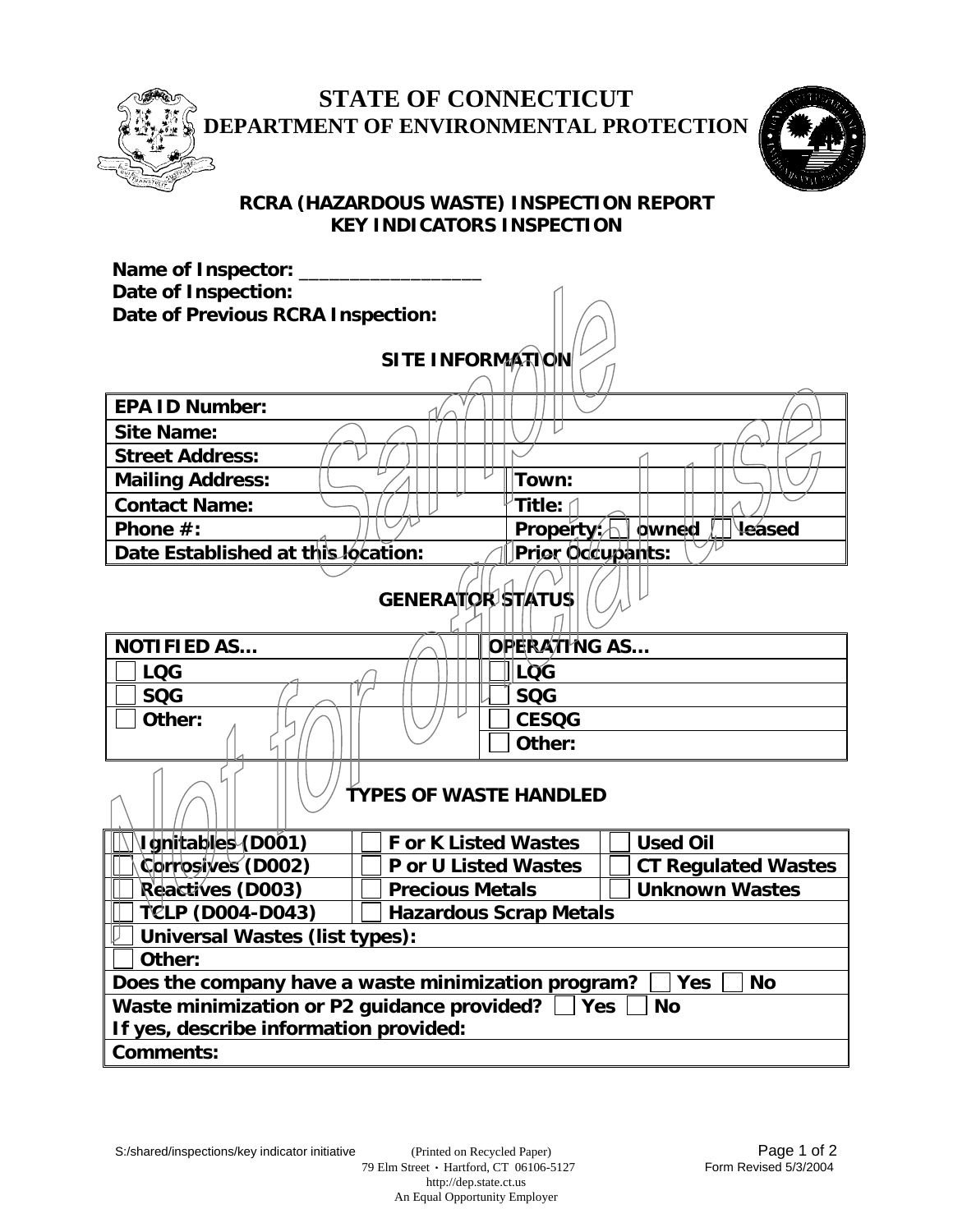# STATE OF CONNECTICUT
## DEPARTMENT OF ENVIRONMENTAL PROTECTION

### RCRA (HAZARDOUS WASTE) INSPECTION REPORT
### KEY INDICATORS INSPECTION

**Name of Inspector:** _________________
**Date of Inspection:**
**Date of Previous RCRA Inspection:**

Sample Not for official use

### SITE INFORMATION

| **EPA ID Number:** | |
|---|---|
| **Site Name:** | |
| **Street Address:** | |
| **Mailing Address:** | **Town:** |
| **Contact Name:** | **Title:** |
| **Phone #:** | **Property:** ☐ owned ☐ leased |
| **Date Established at this location:** | **Prior Occupants:** |

### GENERATOR STATUS

| **NOTIFIED AS…** | **OPERATING AS…** |
|---|---|
| ☐ LQG | ☐ LQG |
| ☐ SQG | ☐ SQG |
| ☐ Other: | ☐ CESQG |
| | ☐ Other: |

### TYPES OF WASTE HANDLED

| | | |
|---|---|---|
| ☐ Ignitables (D001) | ☐ F or K Listed Wastes | ☐ Used Oil |
| ☐ Corrosives (D002) | ☐ P or U Listed Wastes | ☐ CT Regulated Wastes |
| ☐ Reactives (D003) | ☐ Precious Metals | ☐ Unknown Wastes |
| ☐ TCLP (D004-D043) | ☐ Hazardous Scrap Metals | |
| ☐ Universal Wastes (list types): | | |
| ☐ Other: | | |
| Does the company have a waste minimization program? ☐ Yes ☐ No | | |
| Waste minimization or P2 guidance provided? ☐ Yes ☐ No<br>If yes, describe information provided: | | |
| Comments: | | |

S:/shared/inspections/key indicator initiative (Printed on Recycled Paper) Form Revised 5/3/2004
79 Elm Street • Hartford, CT 06106-5127
http://dep.state.ct.us
An Equal Opportunity Employer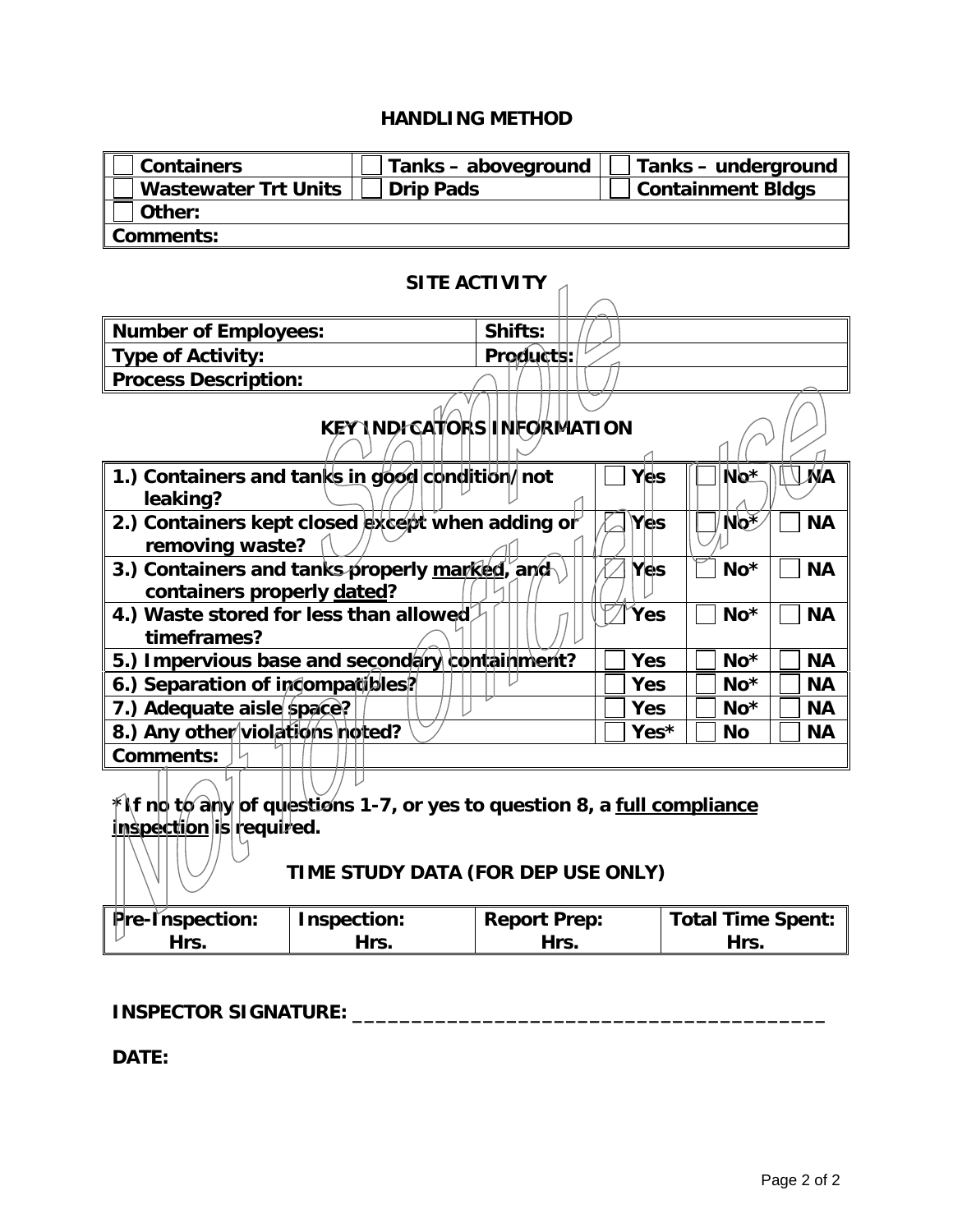## HANDLING METHOD

| | | |
|---|---|---|
| ☐ Containers | ☐ Tanks – aboveground | ☐ Tanks – underground |
| ☐ Wastewater Trt Units | ☐ Drip Pads | ☐ Containment Bldgs |
| ☐ Other: | | |
| Comments: | | |

## SITE ACTIVITY

| | |
|---|---|
| Number of Employees: | Shifts: |
| Type of Activity: | Products: |
| Process Description: | |

## KEY INDICATORS INFORMATION

| | | | |
|---|---|---|---|
| 1.) Containers and tanks in good condition/not leaking? | ☐ Yes | ☐ No* | ☐ NA |
| 2.) Containers kept closed except when adding or removing waste? | ☐ Yes | ☐ No* | ☐ NA |
| 3.) Containers and tanks properly marked, and containers properly dated? | ☐ Yes | ☐ No* | ☐ NA |
| 4.) Waste stored for less than allowed timeframes? | ☐ Yes | ☐ No* | ☐ NA |
| 5.) Impervious base and secondary containment? | ☐ Yes | ☐ No* | ☐ NA |
| 6.) Separation of incompatibles? | ☐ Yes | ☐ No* | ☐ NA |
| 7.) Adequate aisle space? | ☐ Yes | ☐ No* | ☐ NA |
| 8.) Any other violations noted? | ☐ Yes* | ☐ No | ☐ NA |
| Comments: | | | |

**\*If no to any of questions 1-7, or yes to question 8, a <u>full compliance inspection</u> is required.**

## TIME STUDY DATA (FOR DEP USE ONLY)

| Pre-Inspection: | Inspection: | Report Prep: | Total Time Spent: |
|---|---|---|---|
| Hrs. | Hrs. | Hrs. | Hrs. |

**INSPECTOR SIGNATURE: \_\_\_\_\_\_\_\_\_\_\_\_\_\_\_\_\_\_\_\_\_\_\_\_\_\_\_\_\_\_\_\_\_\_\_\_\_\_\_\_**

**DATE:**